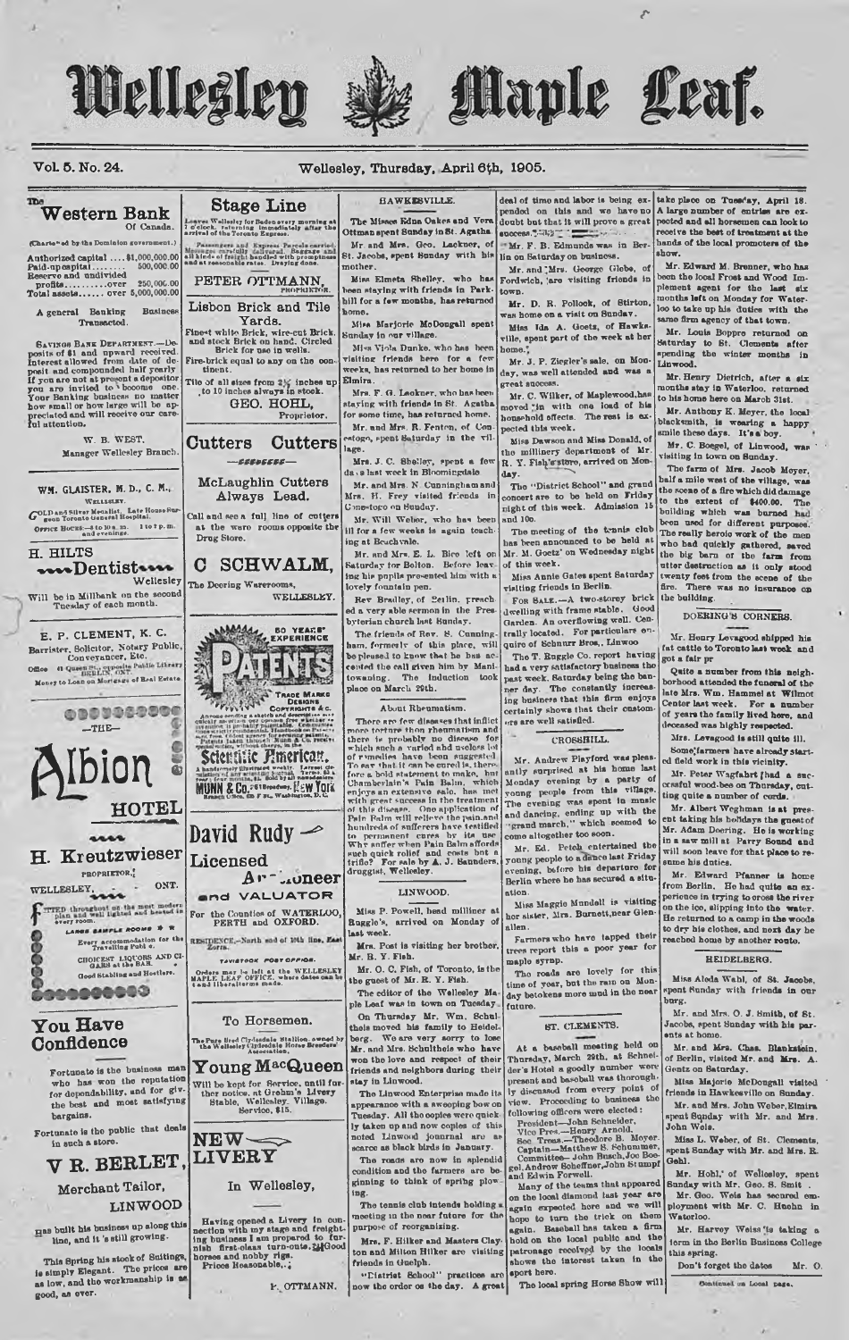# Wellesley Maple Leaf.

Vol. 5. No. 24. Wellesley, Thursday, April 6th, 1905.

## The Western Bank Of Canada.

(Chartered by the Dominion government.)

Authorized capital .... $1,000,000.00
Paid-up capital ........ 500,000.00
Reserve and undivided profits ........over 250,000.00
Total assets ...... over 5,000,000.00

A general Banking Business Transacted.

SAVINGS BANK DEPARTMENT.—Deposits of $1 and upward received. Interest allowed from date of deposit and compounded half yearly. If you are not at present a depositor, you are invited to become one. Your Banking business no matter how small or how large will be appreciated and will receive our careful attention.

W. B. WEST.
Manager Wellesley Branch.

WM. GLAISTER, M. D., C. M.,
WELLESLEY.
GOLD and Silver Medalist, Late House Surgeon Toronto General Hospital.
OFFICE HOURS:—8 to 10 a. m. 1 to 2 p. m. and evenings.

H. HILTS
Dentist
Wellesley
Will be in Millbank on the second Tuesday of each month.

E. P. CLEMENT, K. C.
Barrister, Solicitor, Notary Public, Conveyancer, Etc.
Office 41 Queen St., opposite Public Library BERLIN, ONT.
Money to Loan on Mortgages of Real Estate.

## —THE— Albion HOTEL

H. Kreutzwieser
PROPRIETOR.
WELLESLEY, ONT.

FITTED throughout on the most modern plan and well lighted and heated in every room.
LARGE SAMPLE ROOMS
Every accommodation for the Travelling Public.
CHOICEST LIQUORS AND CIGARS at the BAR.
Good Stabling and Hostlers.

## You Have Confidence

Fortunate is the business man who has won the reputation for dependability, and for giving the best and most satisfying bargains.

Fortunate is the public that deals in such a store.

## V R. BERLET,
Merchant Tailor,
LINWOOD

Has built his business up along this line, and it is still growing.

This Spring his stock of Suitings, is simply Elegant. The prices are as low, and the workmanship is as good, as ever.

## Stage Line

Leaves Wellesley for Baden every morning at 7 o'clock, returning immediately after the arrival of the Toronto Express.

Passengers and Express Parcels carried. Messages carefully delivered. Baggage and all kinds of freight handled with promptness and at reasonable rates. Draying done.

PETER OTTMANN,
PROPRIETOR.

## Lisbon Brick and Tile Yards.

Finest white Brick, wire-cut Brick, and stock Brick on hand. Circled Brick for use in wells.
Fire-brick equal to any on the continent.
Tile of all sizes from 2½ inches up to 10 inches always in stock.
GEO. HOHL,
Proprietor.

## Cutters Cutters

McLaughlin Cutters Always Lead.

Call and see a full line of cutters at the ware rooms opposite the Drug Store.

## C SCHWALM,
The Deering Warerooms,
WELLESLEY.

60 YEARS' EXPERIENCE
PATENTS
TRADE MARKS DESIGNS COPYRIGHTS &c.

Anyone sending a sketch and description may quickly ascertain our opinion free whether an invention is probably patentable. Communications strictly confidential. Handbook on Patents sent free. Oldest agency for securing patents. Patents taken through Munn & Co. receive special notice, without charge, in the

Scientific American.
A handsomely illustrated weekly. Largest circulation of any scientific journal. Terms, $3 a year; four months, $1. Sold by all newsdealers.
MUNN & Co. 361 Broadway, New York
Branch Office, 625 F St., Washington, D. C.

## David Rudy
Licensed
Auctioneer
and VALUATOR

For the Counties of WATERLOO, PERTH and OXFORD.

RESIDENCE,—North end of 14th line, East Zorra.

TAVISTOCK POST OFFICE.

Orders may be left at the WELLESLEY MAPLE LEAF OFFICE, where dates can be had and liberal terms made.

## To Horsemen.

The Pure Bred Clydesdale Stallion, owned by the Wellesley Clydesdale Horse Breeders' Association,

## Young MacQueen

Will be kept for Service, until further notice, at Graham's Livery Stable, Wellesley Village. Service, $15.

## NEW LIVERY

In Wellesley,

Having opened a Livery in connection with my stage and freighting business I am prepared to furnish first-class turn-outs. Good horses and nobby rigs.
Prices Reasonable.

P. OTTMANN.

## HAWKESVILLE.

The Misses Edna Oakes and Vera Ottman spent Sunday in St. Agatha.

Mr and Mrs. Geo. Lackner, of St. Jacobs, spent Sunday with his mother.

Miss Elmeta Shelley, who has been staying with friends in Parkhill for a few months, has returned home.

Miss Marjorie McDougall spent Sunday in our village.

Miss Viola Dunke, who has been visiting friends here for a few weeks, has returned to her home in Elmira.

Mrs. F. G. Lackner, who has been staying with friends in St. Agatha for some time, has returned home.

Mr. and Mrs. R. Fenton, of Conestogo, spent Saturday in the village.

Mrs. J. C. Shelley, spent a few days last week in Bloomingdale.

Mr. and Mrs. N. Cunningham and Mrs. H. Frey visited friends in Conestogo on Sunday.

Mr. Will Weber, who has been ill for a few weeks is again teaching at Beachville.

Mr. and Mrs. E. L. Bice left on Saturday for Bolton. Before leaving his pupils presented him with a lovely fountain pen.

Rev Bradley, of Berlin, preached a very able sermon in the Presbyterian church last Sunday.

The friends of Rev. S. Cunningham, formerly of this place, will be pleased to know that he has accepted the call given him by Manitowaning. The induction took place on March 29th.

### About Rheumatism.

There are few diseases that inflict more torture than rheumatism and there is probably no disease for which such a varied and useless lot of remedies have been suggested. To say that it can be cured is, therefore a bold statement to make, but Chamberlain's Pain Balm, which enjoys an extensive sale, has met with great success in the treatment of this disease. One application of Pain Balm will relieve the pain and hundreds of sufferers have testified to permanent cures by its use. Why suffer when Pain Balm affords such quick relief and costs but a trifle? For sale by A. J. Saunders, druggist, Wellesley.

## LINWOOD.

Miss P. Powell, head milliner at Ruggle's, arrived on Monday of last week.

Mrs. Post is visiting her brother, Mr. R. Y. Fish.

Mr. O. C. Fish, of Toronto, is the guest of Mr. R. Y. Fish.

The editor of the Wellesley Maple Leaf was in town on Tuesday.

On Thursday Mr. Wm. Schultheis moved his family to Heidelberg. We are very sorry to lose Mr. and Mrs. Schultheis who have won the love and respect of their friends and neighbors during their stay in Linwood.

The Linwood Enterprise made its appearance with a swooping bow on Tuesday. All the copies were quickly taken up and now copies of this noted Linwood journal are as scarce as black birds in January.

The roads are now in splendid condition and the farmers are beginning to think of spring plowing.

The tennis club intends holding a meeting in the near future for the purpose of reorganizing.

Mrs. F. Hilker and Masters Clayton and Milton Hilker are visiting friends in Guelph.

"District School" practices are now the order of the day. A great deal of time and labor is being expended on this and we have no doubt but that it will prove a great success.

Mr. F. B. Edmunds was in Berlin on Saturday on business.

Mr. and Mrs. George Globe, of Fordwich, are visiting friends in town.

Mr. D. R. Pollock, of Stirton, was home on a visit on Sunday.

Miss Ida A. Goetz, of Hawkesville, spent part of the week at her home.

Mr. J. P. Ziegler's sale, on Monday, was well attended and was a great success.

Mr. C. Wilker, of Maplewood, has moved in with one load of his household effects. The rest is expected this week.

Miss Dawson and Miss Donald, of the millinery department of Mr. R. Y. Fish's store, arrived on Monday.

The "District School" and grand concert are to be held on Friday night of this week. Admission 15 and 10c.

The meeting of the tennis club has been announced to be held at Mr. M. Goetz' on Wednesday night of this week.

Miss Annie Gates spent Saturday visiting friends in Berlin.

FOR SALE.—A two-storey brick dwelling with frame stable. Good Garden. An overflowing well. Centrally located. For particulars enquire of Schnurr Bros., Linwood.

The T. Ruggle Co. report having had a very satisfactory business the past week. Saturday being the banner day. The constantly increasing business that this firm enjoys certainly shows that their customers are well satisfied.

## CROSSHILL.

Mr. Andrew Playford was pleasantly surprised at his home last Monday evening by a party of young people from this village. The evening was spent in music and dancing, ending up with the "grand march," which seemed to come altogether too soon.

Mr. Ed. Petch entertained the young people to a dance last Friday evening, before his departure for Berlin where he has secured a situation.

Miss Maggie Mundell is visiting her sister, Mrs. Burnett, near Glenallen.

Farmers who have tapped their trees report this a poor year for maple syrup.

The roads are lovely for this time of year, but the rain on Monday betokens more mud in the near future.

## ST. CLEMENTS.

At a baseball meeting held on Thursday, March 29th, at Schneider's Hotel a goodly number were present and baseball was thoroughly discussed from every point of view. Proceeding to business the following officers were elected:
President—John Schneider,
Vice Pres.—Henry Arnold,
Sec. Treas.—Theodore B. Moyer.
Captain—Matthew S. Schummer,
Committee—John Busch, Joe Boegel, Andrew Scheffner, John Stumpf and Edwin Forwell.

Many of the teams that appeared on the local diamond last year are again expected here and we will hope to turn the trick on them again. Baseball has taken a firm hold on the local public and the patronage received by the locals shows the interest taken in the sport here.

The local spring Horse Show will take place on Tuesday, April 18. A large number of entries are expected and all horsemen can look to receive the best of treatment at the hands of the local promoters of the show.

Mr. Edward M. Brenner, who has been the local Frost and Wood Implement agent for the last six months left on Monday for Waterloo to take up his duties with the same firm agency of that town.

Mr. Louis Boppre returned on Saturday to St. Clements after spending the winter months in Linwood.

Mr. Henry Dietrich, after a six months stay in Waterloo, returned to his home here on March 31st.

Mr. Anthony K. Meyer, the local blacksmith, is wearing a happy smile these days. It's a boy.

Mr. C. Boegel, of Linwood, was visiting in town on Sunday.

The farm of Mrs. Jacob Meyer, half a mile west of the village, was the scene of a fire which did damage to the extent of $400.00. The building which was burned had been used for different purposes. The really heroic work of the men who had quickly gathered, saved the big barn of the farm from utter destruction as it only stood twenty feet from the scene of the fire. There was no insurance on the building.

## DOERING'S CORNERS.

Mr. Henry Levagood shipped his fat cattle to Toronto last week and got a fair pr

Quite a number from this neighborhood attended the funeral of the late Mrs. Wm. Hammel at Wilmot Center last week. For a number of years the family lived here, and deceased was highly respected.

Mrs. Levagood is still quite ill.

Some farmers have already started field work in this vicinity.

Mr. Peter Wagfahrt had a successful wood-bee on Thursday, cutting quite a number of cords.

Mr. Albert Weghman is at present taking his holidays the guest of Mr. Adam Doering. He is working in a saw mill at Parry Sound and will soon leave for that place to resume his duties.

Mr. Edward Pfanner is home from Berlin. He had quite an experience in trying to cross the river on the ice, slipping into the water. He returned to a camp in the woods to dry his clothes, and next day he reached home by another route.

## HEIDELBERG.

Miss Aleda Wahl, of St. Jacobs, spent Sunday with friends in our burg.

Mr. and Mrs. O. J. Smith, of St. Jacobs, spent Sunday with his parents at home.

Mr. and Mrs. Chas. Blankstein, of Berlin, visited Mr. and Mrs. A. Gentz on Saturday.

Miss Majorie McDougall visited friends in Hawkesville on Sunday.

Mr. and Mrs. John Weber, Elmira spent Sunday with Mr. and Mrs. John Weis.

Miss L. Weber, of St. Clements, spent Sunday with Mr. and Mrs. R. Gehl.

Mr. Hohl, of Wellesley, spent Sunday with Mr. Geo. S. Smit.

Mr. Geo. Weis has secured employment with Mr. C. Hoehn in Waterloo.

Mr. Harvey Weiss is taking a term in the Berlin Business College this spring.

Don't forget the dates Mr. O.

Continued on Local page.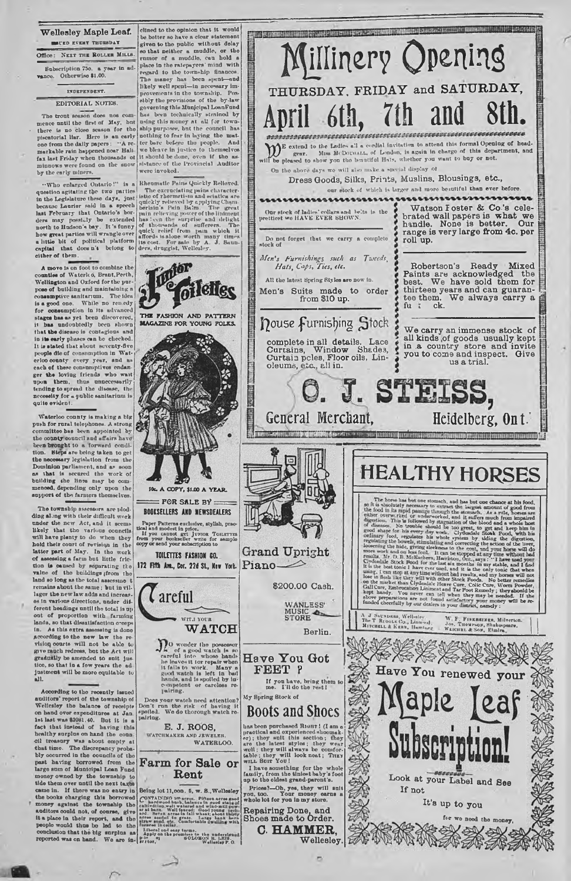# Wellesley Maple Leaf.

ISSUED EVERY THURSDAY

Office: NEXT THE ROLLER MILLS.

Subscription 75c. a year in advance. Otherwise $1.00.

INDEPENDENT.

## EDITORIAL NOTES.

The trout season does not commence until the first of May, but there is no close season for the piscatorial liar. Here is an early one from the daily papers: "A remarkable rain happened near Halifax last Friday when thousands of minnows were found on the snow by the early miners.

"Who enlarged Ontario!" is a question agitating the two parties in the Legislature these days, just because Laurier said in a speech last February that Ontario's borders may possibly be extended north to Hudson's bay. It's funny how great parties will wrangle over a little bit of political platform capital that doesn't belong to either of them.

A move is on foot to combine the counties of Waterloo, Brant, Perth, Wellington and Oxford for the purpose of building and maintaining a consumptive sanitarium. The idea is a good one. While no remedy for consumption in its advanced stages has as yet been discovered, it has undoubtedly been shown that the disease is contagious and in its early phases can be checked. It is stated that about seventy-five people die of consumption in Waterloo county every year, and as each of these consumptives endanger the loving friends who wait upon them, thus unnecessarily tending to spread the disease, the necessity for a public sanitarium is quite evident.

Waterloo county is making a big push for rural telephones. A strong committee has been appointed by the county council and affairs have been brought to a forward condition. Steps are being taken to get the necessary legislation from the Dominion parliament, and as soon as that is secured the work of building the lines may be commenced, depending only upon the support of the farmers themselves.

The township assessors are plodding along with their difficult work under the new Act, and it seems likely that the various councils will have plenty to do when they hold their court of revision in the latter part of May. In the work of assessing a farm but little friction is caused by separating the value of the buildings from the land so long as the total assessment remains about the same; but in villages the new law adds and increases in various directions, under different headings until the total is up out of proportion with farming lands, so that dissatisfaction creeps in. As this extra assessing is done according to the new law the revision courts will not be able to give much redress, but the Act will gradually be amended to suit justice, so that in a few years the adjustment will be more equitable to all.

According to the recently issued auditors' report of the township of Wellesley the balance of receipts on hand over expenditures at Jan. 1st last was $2081.40. But it is a fact that instead of having this healthy surplus on hand the council treasury was about empty at that time. The discrepancy probably occurred in the councils of the past having borrowed from the large sum of Municipal Loan Fund money owned by the township to tide them over until the next taxes came in. If there was no entry in the books charging this borrowed money against the township the auditors could not, of course, give it a place in their report, and the people would thus be led to the conclusion that the big surplus as reported was on hand. We are inclined to the opinion that it would be better so have a clear statement given to the public without delay so that neither a muddle, or the rumor of a muddle, can hold a place in the ratepayers' mind with regard to the township finances. The money has been spent—and likely well spent—in necessary improvements in the township. Possibly the provisions of the by-law governing this Municipal LoanFund has been technically strained by using this money at all for township purposes, but the council has nothing to fear in laying the matter bare before the people. And we believe in justice to themselves it should be done, even if the assistance of the Provincial Auditor were invoked.

**Rheumatic Pains Quickly Relieved.**

The excruciating pains characteristic of rheumatism and sciatica are quickly relieved by applying Chamberlain's Pain Balm. The great pain relieving power of the liniment has been the surprise and delight of thousands of sufferers. The quick relief from pain which it affords is alone worth many times its cost. For sale by A. J. Saunders, druggist, Wellesley.

---

## Junior Toilettes

THE FASHION AND PATTERN MAGAZINE FOR YOUNG FOLKS.

10c. A COPY, $1.00 A YEAR.

FOR SALE BY BOOKSELLERS AND NEWSDEALERS

Paper Patterns exclusive, stylish, practical and modest in price.

If you cannot get JUNIOR TOILETTES from your bookseller write for sample copy or send your subscription to

TOILETTES FASHION CO.

172 Fifth Ave., Cor. 22d St., New York.

---

## Careful WITH YOUR WATCH

No wonder the possessor of a good watch is so careful into whose hands he leaves it for repair when it falls to work. Many a good watch is left in bad hands, and is spoiled by incompetent or careless repairing.

Does your watch need attention? Don't run the risk of having it spoiled. We do thorough watch repairing.

**E. J. ROOS,**
WATCHMAKER AND JEWELER.
WATERLOO.

---

## Farm for Sale or Rent

Being lot 11,con. 5, w. S., Wellesley

CONTAINING 100 acres. Fifteen acres good hardwood bush, balance in good state of cultivation, well watered and wind-mill power at barn. Well fenced; good young orchard. Seven acres in fall wheat; about thirty acres seeded to grass. Large bank barn, straw shed, etc. Comfortable dwelling with furnace in cellar.

Liberal and easy terms.

Apply on the premises to the undersigned, prietor, SOLOMON S. LEIS, Wellesley P. O.

---

# Millinery Opening

## THURSDAY, FRIDAY and SATURDAY,

# April 6th, 7th and 8th.

We extend to the Ladies all a cordial invitation to attend this formal Opening of headgear. Miss McDOUGALL, of London, is again in charge of this department, and will be pleased to show you the beautiful Hats, whether you want to buy or not.

On the above days we will also make a special display of

Dress Goods, Silks, Prints, Muslins, Blousings, etc.,

our stock of which is larger and more beautiful than ever before.

Our stock of ladies' collars and belts is the prettiest we HAVE EVER SHOWN.

Do not forget that we carry a complete stock of

*Men's Furnishings such as Tweeds, Hats, Caps, Ties, etc.*

All the latest Spring Styles are now in.

Men's Suits made to order from $10 up.

### House Furnishing Stock

complete in all details. Lace Curtains, Window Shades, Curtain poles, Floor oils, Linoleums, etc., all in.

Watson Foster & Co.'s celebrated wall papers is what we handle. None is better. Our range is very large from 4c. per roll up.

Robertson's Ready Mixed Paints are acknowledged the best. We have sold them for thirteen years and can guarantee them. We always carry a full stock.

We carry an immense stock of all kinds of goods usually kept in a country store and invite you to come and inspect. Give us a trial.

# O. J. STEISS,

**General Merchant, Heidelberg, Ont.**

---

## Grand Upright Piano

$200.00 Cash.

WANLESS' MUSIC STORE

Berlin.

---

## Have You Got FEET?

If you have, bring them to me. I'll do the rest!

My Spring Stock of

### Boots and Shoes

has been purchased RIGHT! (I am a practical and experienced shoemaker); they will suit this section; they are the latest styles; they wear well; they will always be comfortable; they will look neat; THEY WILL SUIT YOU!

I have something for the whole family, from the tiniest baby's foot up to the oldest grand-parent's.

Prices?—Oh, yes, they will suit you, too. Your money earns a whole lot for you in my store.

Repairing Done, and Shoes made to Order.

**C. HAMMER,**
Wellesley.

---

# HEALTHY HORSES

The horse has but one stomach, and has but one chance at his food, so it is absolutely necessary to extract the largest amount of good from the food in its rapid passage through the stomach. As a rule, horses are either overworked or underworked, and it suffers much from impaired digestion. This is followed by stagnation of the blood and a whole host of diseases. No trouble should be too great, to get and keep him in good shape for his every day work. Clydesdale Stock Food, with his ordinary feed, regulates his whole system by aiding the digestion, regulating the bowels, stimulating and correcting the action of the liver, loosening the hide, giving sleekness to the coat, and your horse will do more work and on less feed. It can be stopped at any time without bad results. Mr. D. B. McMechern, Harriston, Ont., says: "I have used your Clydesdale Stock Food for the last six months in my stable, and I find it is the best tonic I have ever used, and it is the only tonic that when using, I can stop at any time without bad results, and my horses will not lose in flesh like they will with other Stock Foods. No better remedies on the market than Clydesdale Heave Cure, Colic Cure, Worm Powder, Gall Cure, Embrocation Liniment and Tar Foot Remedy; they should be kept handy. You never can tell when they may be needed. If the above preparations are not found satisfactory your money will be refunded cheerfully by our dealers in your district, namely:

A. J. SAUNDERS, Wellesley. The T. RUGGLE Co., Linwood. MITCHELL & KERR, Hamburg. W. F. FISKBEINER, Milverton. Jos. THOMPSON, Shakespeare. WAICHEL & SON, Elmira.

---

## Have You renewed your

# Maple Leaf Subscription!

Look at your Label and See If not

It's up to you

for we need the money.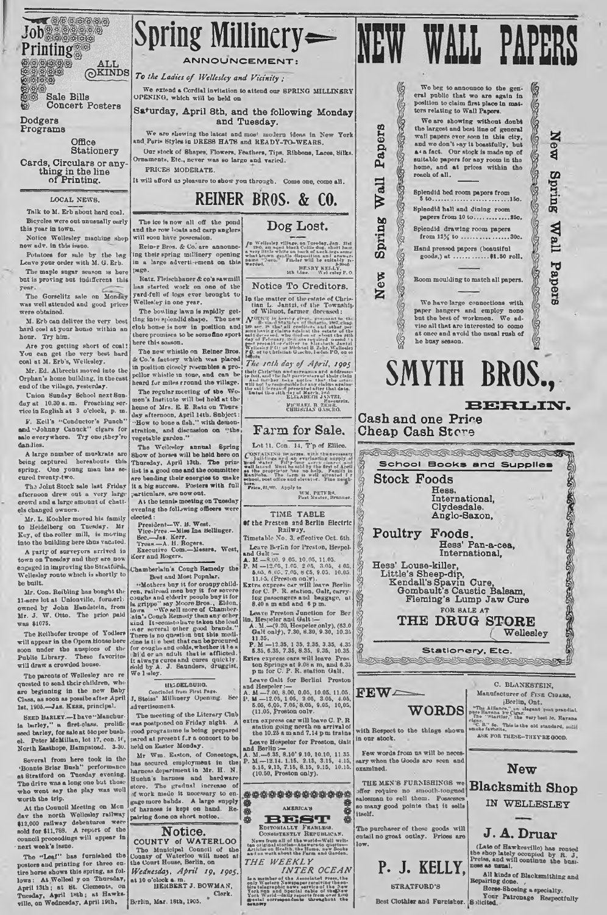# Job Printing

ALL KINDS

Sale Bills
Concert Posters

Dodgers
Programs

Office Stationery

Cards, Circulars or anything in the line of Printing.

## LOCAL NEWS.

Talk to M. Erb about hard coal.

Bicycles were out unusually early this year in town.

Notice Wellesley machine shop new adv. in this issue.

Potatoes for sale by the bag. Leave your order with M. G. Erb.

The maple sugar season is here but is proving but indifferent this year.

The Gorselitz sale on Monday was well attended and good prices were obtained.

M. Erb can deliver the very best hard coal at your house within an hour. Try him.

Are you getting short of coal? You can get the very best hard coal at M. Erb's, Wellesley.

Mr. Ed. Albrecht moved into the Orphan's home building, in the east end of the village, yesterday.

Union Sunday School next Sunday at 10.30 a. m. Preaching service in English at 3 o'clock, p. m.

F. Keil's "Conductor's Punch" and "Johnny Canuck" cigars for sale everywhere. Try one;they're dandies.

A large number of muskrats are being captured hereabouts this spring. One young man has secured twenty-two.

The Joint Stock sale last Friday afternoon drew out a very large crowd and a large amount of chattels changed owners.

Mr. L. Koehler moved his family to Heidelberg on Tuesday. Mr Key, of the roller mill, is moving into the building here thus vacated.

A party of surveyors arrived in town on Tuesday and they are now engaged in improving the Stratford, Wellesley route which is shortly to be built.

Mr. Con. Reibling has bought the 11-acre lot at Unionville, formerly owned by John Handstein, from Mr. J. W. Otto. The price paid was $1075.

The Reilhofer troupe of Yodlers will appear in the Opera House here soon under the auspices of the Public Library. These favorites will draw a crowded house.

The parents of Wellesley are requested to send their children, who are beginning in the new Baby Class, as soon as possible after April 1st, 1905.—J. Wm. Kerr, principal.

Seed Barley.—I have "Manchuria barley," a first-class, prolific seed barley, for sale at 55c per bushel. Peter McMillan, lot 17, con. 1?, North Easthope, Hampstead. 3-30.

Several from here took in the 'Bonnie Briar Bush" performance at Stratford on Tuesday evening. The drive was a long one but those who went say the play was well worth the trip.

At the Council Meeting on Monday the north Wellesley railway $12,000 railway debentures were sold for $11,768. A report of the council proceedings will appear in next week's issue.

The "Leaf" has furnished the posters and printing for three entire horse shows this spring, as follows: At Wellesley on Thursday, April 13th; at St. Clements, on Tuesday, April 18th; at Hawkesville, on Wednesday, April 19th.

# Spring Millinery

## ANNOUNCEMENT:

*To the Ladies of Wellesley and Vicinity:*

We extend a Cordial invitation to attend our SPRING MILLINERY OPENING, which will be held on

### Saturday, April 8th, and the following Monday and Tuesday.

We are showing the latest and most modern ideas in New York and Paris Styles in DRESS HATS and READY-TO-WEARS.

Our stock of Shapes, Flowers, Feathers, Tips, Ribbons, Laces, Silks, Ornaments, Etc., never was so large and varied.

PRICES MODERATE.

It will afford us pleasure to show you through. Come one, come all.

## REINER BROS. & CO.

The ice is now all off the pond and the row boats and carp anglers will soon have possession.

Reiner Bros. & Co. are announcing their spring millinery opening in a large advertisement on this page.

Ratz, Fleischhauer & co's sawmill has started work on one of the yard-full of logs ever brought to Wellesley in one year.

The bowling lawn is rapidly getting into splendid shape. The new club house is now in position and there promises to be some fine sport here this season.

The new whistle on Reiner Bros. & Co.'s factory which was placed in position closely resembles a propellor whistle in tone, and can be heard for miles around the village.

The regular meeting of the Women's Institute will be held at the home of Mrs. E. E. Ratz on Thursday afternoon, April 14th. Subject: "How to bone a fish," with demonstration, and discussion on "the vegetable garden."

The Wellesley annual Spring Show of horses will be held here on Thursday, April 13th. The prize list is a good one and the committee are bending their energies to make it a big success. Posters with full particulars, are now out.

At the tennis meeting on Tuesday evening the following officers were elected:

President—W. B. West.
Vice-Pres.—Miss Ina Bellinger.
Sec.—Jas. Kerr.
Treas.—A. H. Rogers.
Executive Com.—Messrs. West, Kerr and Rogers.

Chamberlain's Cough Remedy the Best and Most Popular.

"Mothers buy it for croupy children, railroad men buy it for severe coughs and elderly people buy it for la grippe" say Moore Bros., Eldon, Iowa. "We sell more of Chamberlain's Cough Remedy than any other kind. It seems to have taken the lead over several other good brands." There is no question but this medicine is the best that can be procured for coughs and colds, whether it be a child or an adult that is afflicted. It always cures and cures quickly. Sold by A. J. Saunders, druggist, Wellesley.

## HEIDELBURG.

Concluded from First Page.

J. Steiss' Millinery Opening. See advertisement.

The meeting of the Literary Club was postponed on Friday night. A good programme is being prepared prepared for a concert to be held on Easter Monday.

Mr Wm. Easton, of Conestoga, has secured employment in the harness department in Mr. H. N. Huehn's harness and hardware store. The gradual increase of work made it necessary to engage more hands. A large supply of harness is kept on hand. Repairing done on short notice.

## Notice.

COUNTY of WATERLOO

The Municipal Council of the County of Waterloo will meet at the Court House, Berlin, on

*Wednesday, April 19, 1905.*

at 10 o'clock a. m.

HERBERT J. BOWMAN, Clerk.

Berlin, Mar. 18th, 1905.

## Dog Lost.

In Wellesley village, on Tuesday, Jan. 31st 1905, an aged black Collie dog, short hair a very little white on back of neck, legs some what brown, gentle disposition and answers name "Nero." Finder will be suitably rewarded.

HENRY KELLY, 4th Line. Wellesley P. O.

## Notice To Creditors.

In the matter of the estate of Christian L. Jantzi, of the Township of Wilmot, farmer deceased:

Notice is hereby given, pursuant to the Revised Statutes of Ontario, 1897, chap 129, sec. 38 that all creditors and other persons having claims against the estate of the said deceased, who died on or about the 24th day of February, 1905, are required on or before ... to deliver to Elizabeth Jantzi Wellesley P.O. or Michael B. Zehr, Wellesley P.O. or to Christian Gascho, Baden P.O. on or before

*The 10th day of April, 1905*

their Christian and surnames and addresses in full, and the full particulars of their claims. And further take notice that the said ... will not be responsible for any claims against the said ... presented after that date.

Dated this 10th day of March, 1905.

ELIZABETH JANTZI, Executrix.
MICHAEL B. ZEHR,
CHRISTIAN GASCHO.

## Farm for Sale.

Lot 11, Con. 14, T'p of Ellice.

Containing 50 acres, with the necessary buildings and an everlasting supply of good water. Fifty-four acres cleared and well fenced. Must be sold by the first of April as the proprietor has no help. Family in Manitoba. The farm is well situated for school, post office and elevator. Fine neighbors.

Price, $3,000. Apply to

WM. PETERS, Post Master, Brunner.

## TIME TABLE

of the Preston and Berlin Electric Railway.

Timetable No. 3, effective Oct. 6th.

Leave Berlin for Preston, Hespeler and Galt:—
A. M.—8.00, 9.05, 10.05, 11.05.
P. M.—12.05, 1.05, 2.05, 3.05, 4.05, 5.05, 6.05, 7.05, 8.05, 9.05, 10.05, 11.05 (Preston only).

Extra express car will leave Berlin for C. P. R. station, Galt, carrying passengers and baggage, at 8.40 a m and and 6 p m.

Leave Preston Junction for Berlin, Hespeler and Galt:—
A. M.—(9.20, Hespeler only), (63.0 Galt only), 7.30, 8.30, 9.30, 10.35 11.35.
P. M.—12.35, 1.35, 2.35, 3.35, 4.35 5.35, 6.35, 7.35, 8.35, 9.35, 10.35.

Extra express cars will leave Preston Springs at 9.05 a m, and 6.35 p m for C. P. R. station Galt.

Leave Galt for Berlin, Preston and Hespeler:—
A. M.—7.00, 8.00, 9.05, 10.05, 11.05.
P. M.—12.05, 1.05, 2.05, 3.05, 4.05, 5.05, 6.05, 7.05, 8.05, 9.05, 10.05, (11.05, Preston only.

Extra express car will leave C. P. R. station going north on arrival of the 10.25 a m and 7.14 p m trains.

Leave Hespeler for Preston, Galt and Berlin:—
A. M.—6.35, 8.10, 9.10, 10.10, 11.35.
P. M.—12.14, 1.15, 2.15, 3.15, 4.15, 5.15, 6.15, 7.15, 8.15, 9.15, 10.15, (10.50, Preston only).

AMERICA'S

## BEST

EDITORIALLY FEARLESS.
CONSISTENTLY REPUBLICAN.

News from all of the world—Well written, original stories—Answers to queries—Articles on Health, the Home, New Books and on work about the Farm and Garden.

## THE WEEKLY INTER OCEAN

Is a member of the Associated Press, the only Western Newspaper receiving the entire telegraphic news service of the New York Sun and Special cable of the New York World—daily reports from over 2,000 special correspondents throughout the country.

# NEW WALL PAPERS

New Spring Wall Papers

We beg to announce to the general public that we are again in position to claim first place in matters relating to Wall Papers.

We are showing without doubt the largest and best line of general wall papers ever seen in this city, and we don't say it boastfully, but as a fact. Our stock is made up of suitable papers for any room in the home, and at prices within the reach of all.

Splendid bed room papers from 5 to....................15c.

Splendid hall and dining room papers from 10 to............25c.

Splendid drawing room papers from 12½ to ...............30c.

Hand pressed papers (beautiful goods,) at ............$1.50 roll.

Room moulding to match all papers.

We have large connections with paper hangers and employ none but the best of workmen. We advise all that are interested to come at once and avoid the usual rush of the busy season.

## SMYTH BROS.,

BERLIN.

Cash and one Price
Cheap Cash Store

School Books and Supplies

## Stock Foods

Hess,
International,
Clydesdale.
Anglo-Saxon,

## Poultry Foods.

Hess' Pan-a-cea,
International,

Hess' Louse-killer,
Little's Sheep-dip,
Kendall's Spavin Cure,
Gombault's Caustic Balsam,
Fleming's Lump Jaw Cure

FOR SALE AT

## THE DRUG STORE

Wellesley

Stationery, Etc.

## FEW WORDS

with Respect to the things shown in our stock.

Few words from us will be necessary when the Goods are seen and examined.

THE MEN'S FURNISHINGS we offer require no smooth-tongued salesman to sell them. Possesses so many good points that it sells itself.

The purchaser of these goods will entail no great outlay. Prices are low.

## P. J. KELLY,

STRATFORD'S

Best Clothier and Furnisher.

C. BLANKSTEIN,

Manufacturer of Fine Cigars,

Berlin, Ont.

"The Alliance," an elegant post prandial. "The Havana Fe Cigar." The "Startler," the very best 5c. Havana cigar. "C. B." 5c. This is the old standard, solid smoke favorite.

ASK FOR THESE—THEY'RE GOOD.

## New Blacksmith Shop

IN WELLESLEY

## J. A. Druar

(Late of Hawkesville) has rented the shop lately occupied by R. J. Preiss, and will continue the business as usual.

All kinds of Blacksmithing and Repairing done.

Horse-Shoeing a specialty.

Your Patronage Respectfully Solicited.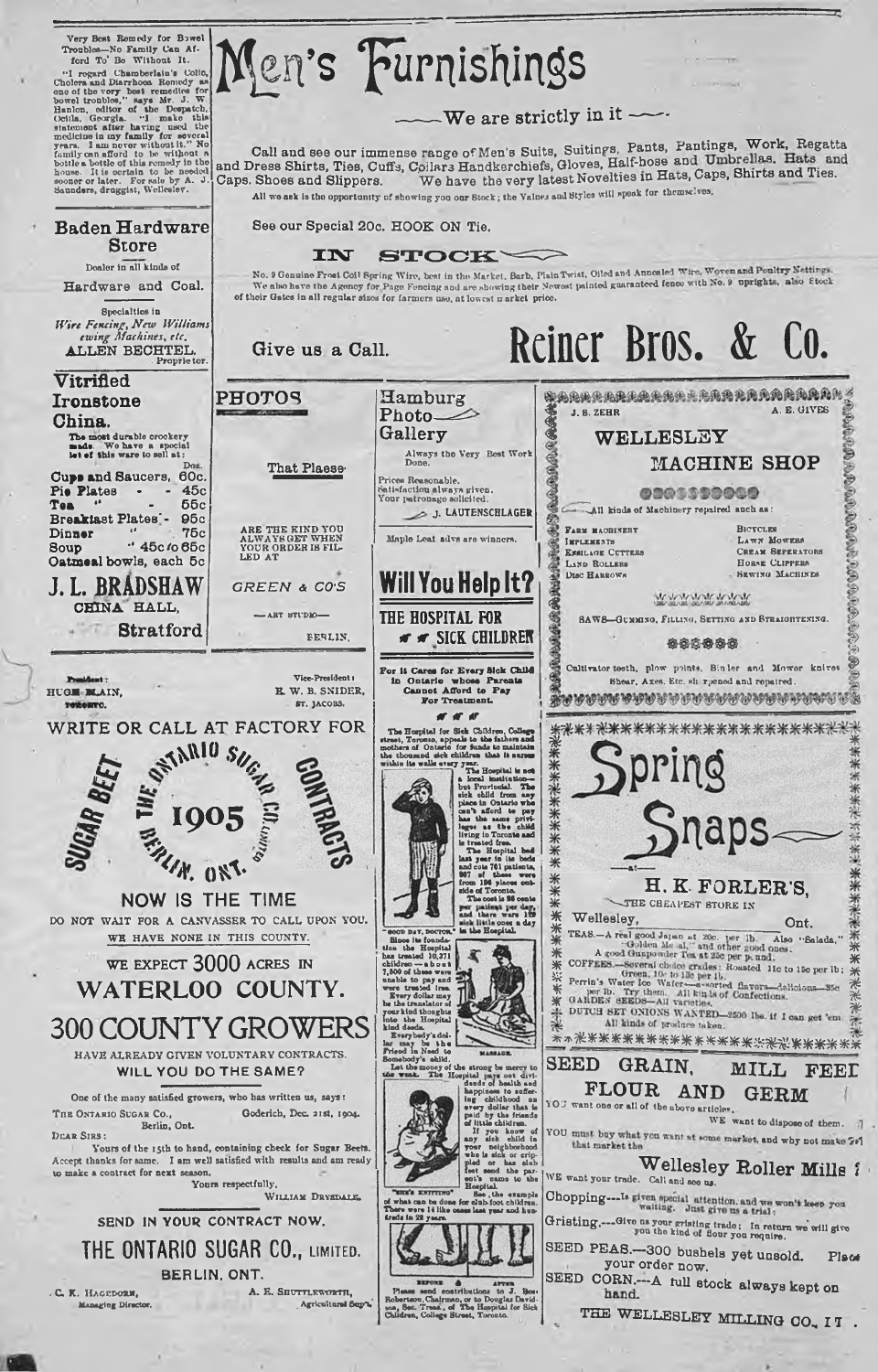Very Best Remedy for Bowel Troubles—No Family Can Afford To Be Without It.

"I regard Chamberlain's Colic, Cholera and Diarrhoea Remedy as one of the very best remedies for bowel troubles," says Mr. J. W. Hanlon, editor of the Despatch, Ocilla, Georgia. "I make this statement after having used the medicine in my family for several years. I am never without it." No family can afford to be without a bottle of this remedy in the house. It is certain to be needed sooner or later. For sale by A. J. Saunders, druggist, Wellesley.

# Men's Furnishings

—We are strictly in it—

Call and see our immense range of Men's Suits, Suitings, Pants, Pantings, Work, Regatta and Dress Shirts, Ties, Cuffs, Collars Handkerchiefs, Gloves, Half-hose and Umbrellas. Hats and Caps, Shoes and Slippers. We have the very latest Novelties in Hats, Caps, Shirts and Ties.

All we ask is the opportunity of showing you our Stock; the Values and Styles will speak for themselves.

See our Special 20c. HOOK ON Tie.

## IN STOCK

No. 9 Genuine Frost Coil Spring Wire, best in the Market, Barb, Plain Twist, Oiled and Annealed Wire, Woven and Poultry Nettings. We also have the Agency for Page Fencing and are showing their Newest painted guaranteed fence with No. 9 uprights, also Stock of their Gates in all regular sizes for farmers use, at lowest market price.

Give us a Call.

# Reiner Bros. & Co.

## Baden Hardware Store

Dealer in all kinds of

Hardware and Coal.

Specialties in *Wire Fencing, New Williams Sewing Machines, etc.*

ALLEN BECHTEL, Proprietor.

## Vitrified Ironstone China.

The most durable crockery made. We have a special lot of this ware to sell at:

| | | Doz. |
|---|---|---|
| Cups and Saucers, | | 60c. |
| Pie Plates | - | 45c |
| Tea " | | 55c |
| Breakfast Plates | - | 95c |
| Dinner " | | 75c |
| Soup " | | 45c to 65c |

Oatmeal bowls, each 5c

**J. L. BRADSHAW**

CHINA HALL,

Stratford

## PHOTOS

That Please

ARE THE KIND YOU ALWAYS GET WHEN YOUR ORDER IS FILLED AT

*GREEN & CO'S*

—ART STUDIO—

BERLIN.

## Hamburg Photo Gallery

Always the Very Best Work Done.

Prices Reasonable. Satisfaction always given. Your patronage solicited.

J. LAUTENSCHLAGER

Maple Leaf advs are winners.

## WELLESLEY MACHINE SHOP

J. S. ZEHR — A. E. GIVES

All kinds of Machinery repaired such as:

| | |
|---|---|
| FARM MACHINERY | BICYCLES |
| IMPLEMENTS | LAWN MOWERS |
| ENSILAGE CUTTERS | CREAM SEPERATORS |
| LAND ROLLERS | HORSE CLIPPERS |
| DISC HARROWS | SEWING MACHINES |

SAWS—GUMMING, FILLING, SETTING AND STRAIGHTENING.

Cultivator teeth, plow points, Binder and Mower knives Shear, Axes, Etc. sharpened and repaired.

President: HUGH BLAIN, TORONTO.

Vice-President: R. W. B. SNIDER, ST. JACOBS.

## WRITE OR CALL AT FACTORY FOR

SUGAR BEET — THE ONTARIO SUGAR CO. LIMITED — 1905 — BERLIN, ONT. — CONTRACTS

## NOW IS THE TIME

DO NOT WAIT FOR A CANVASSER TO CALL UPON YOU.

WE HAVE NONE IN THIS COUNTY.

WE EXPECT 3000 ACRES IN

## WATERLOO COUNTY.

## 300 COUNTY GROWERS

HAVE ALREADY GIVEN VOLUNTARY CONTRACTS.

WILL YOU DO THE SAME?

One of the many satisfied growers, who has written us, says:

THE ONTARIO SUGAR CO., Berlin, Ont. — Goderich, Dec. 21st, 1904.

DEAR SIRS:

Yours of the 15th to hand, containing check for Sugar Beets. Accept thanks for same. I am well satisfied with results and am ready to make a contract for next season.

Yours respectfully,

WILLIAM DRYSDALE.

SEND IN YOUR CONTRACT NOW.

## THE ONTARIO SUGAR CO., LIMITED.

BERLIN, ONT.

C. K. HAGEDORN, Managing Director. — A. E. SHUTTLEWORTH, Agricultural Sup't.

## Will You Help It?

### THE HOSPITAL FOR SICK CHILDREN

For It Cares for Every Sick Child in Ontario whose Parents Cannot Afford to Pay For Treatment.

The Hospital for Sick Children, College street, Toronto, appeals to the fathers and mothers of Ontario for funds to maintain the thousand sick children that it nurses within its walls every year.

The Hospital is not a local institution—but Provincial. The sick child from any place in Ontario who can't afford to pay has the same privileges as the child living in Toronto and is treated free.

The Hospital had last year in its beds and cots 761 patients, 287 of these were from 196 places outside of Toronto.

The cost is 96 cents per patient per day, and there were 129 sick little ones a day in the Hospital.

"GOOD DAY, DOCTOR."

Since its foundation the Hospital has treated 16,371 children—about 7,500 of these were unable to pay and were treated free.

Every dollar may be the translator of your kind thoughts into the Hospital kind deeds.

Everybody's dollar may be the Friend in Need to Somebody's child.

MASSAGE.

Let the money of the strong be mercy to the weak. The Hospital pays out dividends of health and happiness to suffering childhood on every dollar that is paid by the friends of little children.

If you know of any sick child in your neighborhood who is sick or crippled or has club feet send the parent's name to the Hospital.

"SHE'S KNITTING"

See the example of what can be done for club-foot children. There were 14 like cases last year and hundreds in 25 years.

BEFORE & AFTER

Please send contributions to J. Ross Robertson, Chairman, or to Douglas Davidson, Sec. Treas., of The Hospital for Sick Children, College Street, Toronto.

# Spring Snaps

—at—

## H. K. FORLER'S,

THE CHEAPEST STORE IN

Wellesley, Ont.

TEAS.—A real good Japan at 20c. per lb. Also "Salada," "Golden Meal," and other good ones. A good Gunpowder Tea at 25c per pound.

COFFEES.—Several choice grades: Roasted 11c to 15c per lb; Green, 10c to 13c per lb.

Perrin's Water Ice Wafers—assorted flavors—delicious—35c per lb. Try them. All kinds of Confections.

GARDEN SEEDS—All varieties.

DUTCH SET ONIONS WANTED—2500 lbs. if I can get 'em.

All kinds of produce taken.

## SEED GRAIN, MILL FEED FLOUR AND GERM

YOU want one or all of the above articles.

WE want to dispose of them.

YOU must buy what you want at some market, and why not make this that market the

### Wellesley Roller Mills?

WE want your trade. Call and see us.

Chopping—Is given special attention, and we won't keep you waiting. Just give us a trial.

Gristing.—Give us your gristing trade; in return we will give you the kind of flour you require.

SEED PEAS.—300 bushels yet unsold. Place your order now.

SEED CORN.—A full stock always kept on hand.

THE WELLESLEY MILLING CO., LT.